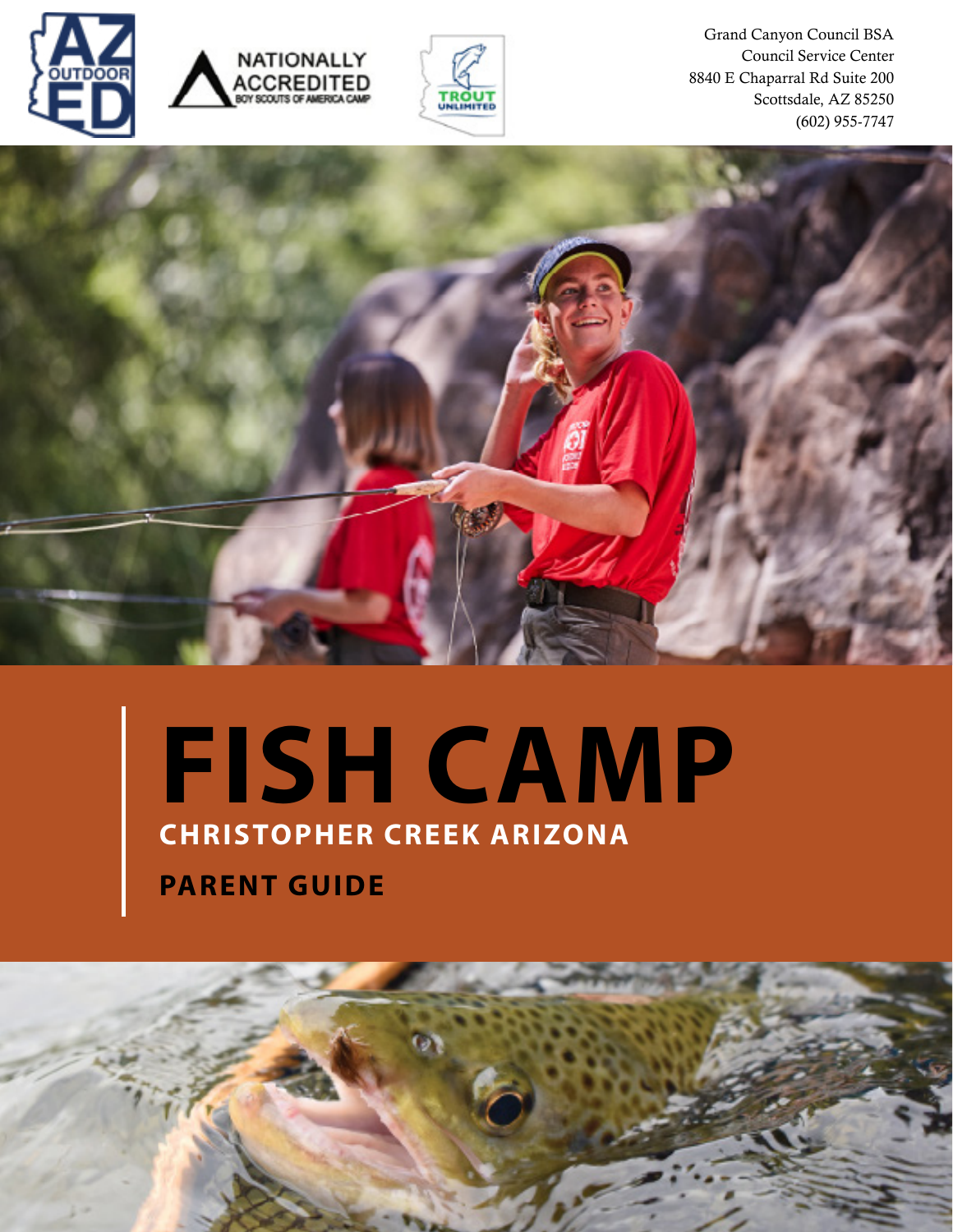Grand Canyon Council BSA
Council Service Center
8840 E Chaparral Rd Suite 200
Scottsdale, AZ 85250
(602) 955-7747

# FISH CAMP

## CHRISTOPHER CREEK ARIZONA

## PARENT GUIDE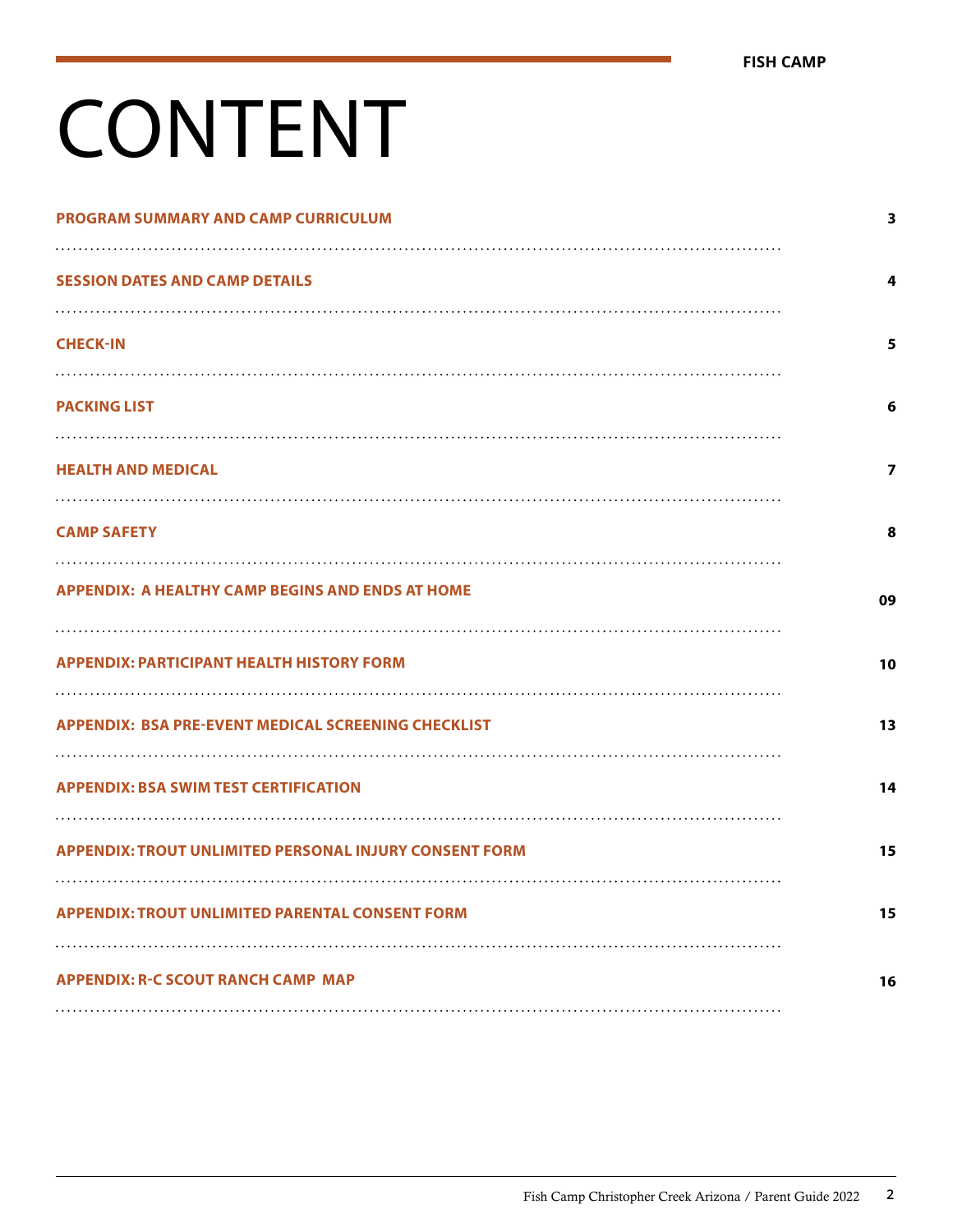# CONTENT

| | |
|---|---|
| **PROGRAM SUMMARY AND CAMP CURRICULUM** | **3** |
| **SESSION DATES AND CAMP DETAILS** | **4** |
| **CHECK-IN** | **5** |
| **PACKING LIST** | **6** |
| **HEALTH AND MEDICAL** | **7** |
| **CAMP SAFETY** | **8** |
| **APPENDIX: A HEALTHY CAMP BEGINS AND ENDS AT HOME** | **09** |
| **APPENDIX: PARTICIPANT HEALTH HISTORY FORM** | **10** |
| **APPENDIX: BSA PRE-EVENT MEDICAL SCREENING CHECKLIST** | **13** |
| **APPENDIX: BSA SWIM TEST CERTIFICATION** | **14** |
| **APPENDIX: TROUT UNLIMITED PERSONAL INJURY CONSENT FORM** | **15** |
| **APPENDIX: TROUT UNLIMITED PARENTAL CONSENT FORM** | **15** |
| **APPENDIX: R-C SCOUT RANCH CAMP MAP** | **16** |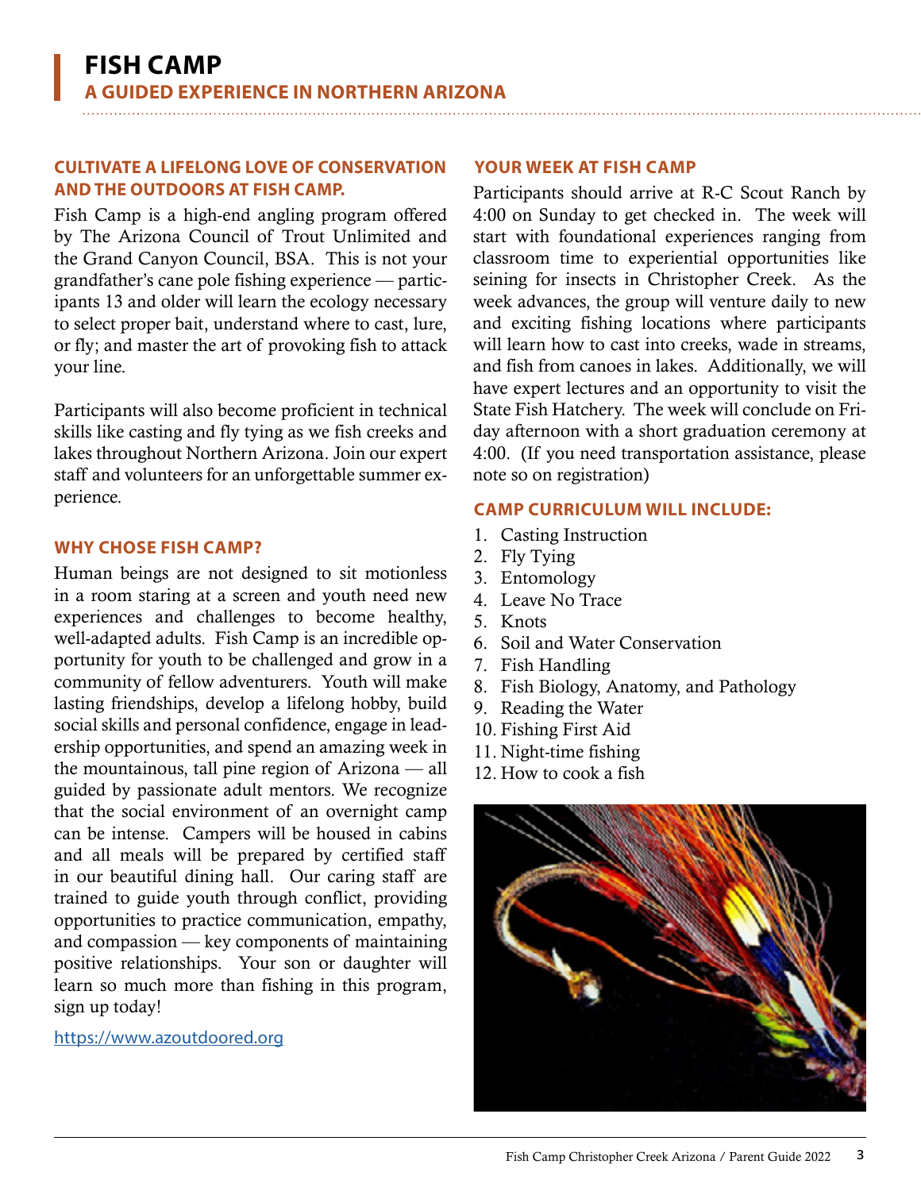# FISH CAMP

## A GUIDED EXPERIENCE IN NORTHERN ARIZONA

### CULTIVATE A LIFELONG LOVE OF CONSERVATION AND THE OUTDOORS AT FISH CAMP.

Fish Camp is a high-end angling program offered by The Arizona Council of Trout Unlimited and the Grand Canyon Council, BSA. This is not your grandfather's cane pole fishing experience — participants 13 and older will learn the ecology necessary to select proper bait, understand where to cast, lure, or fly; and master the art of provoking fish to attack your line.

Participants will also become proficient in technical skills like casting and fly tying as we fish creeks and lakes throughout Northern Arizona. Join our expert staff and volunteers for an unforgettable summer experience.

### WHY CHOSE FISH CAMP?

Human beings are not designed to sit motionless in a room staring at a screen and youth need new experiences and challenges to become healthy, well-adapted adults. Fish Camp is an incredible opportunity for youth to be challenged and grow in a community of fellow adventurers. Youth will make lasting friendships, develop a lifelong hobby, build social skills and personal confidence, engage in leadership opportunities, and spend an amazing week in the mountainous, tall pine region of Arizona — all guided by passionate adult mentors. We recognize that the social environment of an overnight camp can be intense. Campers will be housed in cabins and all meals will be prepared by certified staff in our beautiful dining hall. Our caring staff are trained to guide youth through conflict, providing opportunities to practice communication, empathy, and compassion — key components of maintaining positive relationships. Your son or daughter will learn so much more than fishing in this program, sign up today!

https://www.azoutdoored.org

### YOUR WEEK AT FISH CAMP

Participants should arrive at R-C Scout Ranch by 4:00 on Sunday to get checked in. The week will start with foundational experiences ranging from classroom time to experiential opportunities like seining for insects in Christopher Creek. As the week advances, the group will venture daily to new and exciting fishing locations where participants will learn how to cast into creeks, wade in streams, and fish from canoes in lakes. Additionally, we will have expert lectures and an opportunity to visit the State Fish Hatchery. The week will conclude on Friday afternoon with a short graduation ceremony at 4:00. (If you need transportation assistance, please note so on registration)

### CAMP CURRICULUM WILL INCLUDE:

1. Casting Instruction
2. Fly Tying
3. Entomology
4. Leave No Trace
5. Knots
6. Soil and Water Conservation
7. Fish Handling
8. Fish Biology, Anatomy, and Pathology
9. Reading the Water
10. Fishing First Aid
11. Night-time fishing
12. How to cook a fish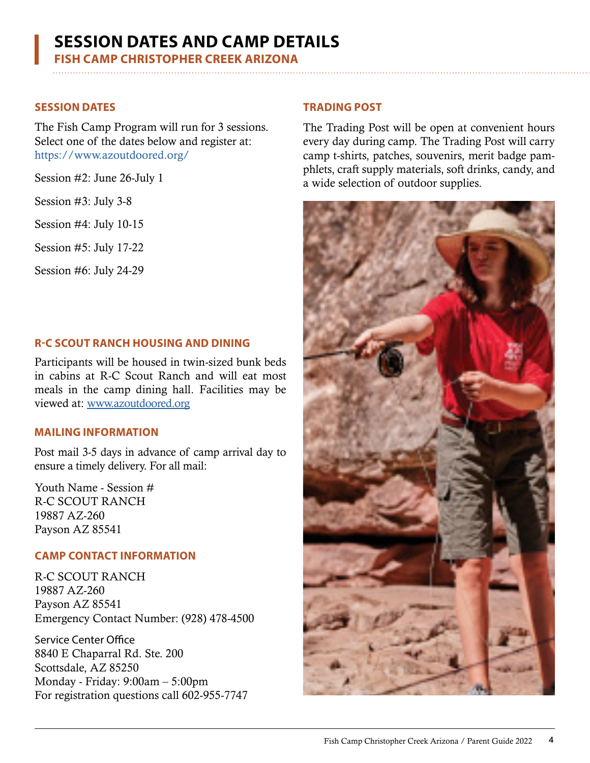# SESSION DATES AND CAMP DETAILS

## FISH CAMP CHRISTOPHER CREEK ARIZONA

### SESSION DATES

The Fish Camp Program will run for 3 sessions. Select one of the dates below and register at: https://www.azoutdoored.org/

Session #2: June 26-July 1

Session #3: July 3-8

Session #4: July 10-15

Session #5: July 17-22

Session #6: July 24-29

### R-C SCOUT RANCH HOUSING AND DINING

Participants will be housed in twin-sized bunk beds in cabins at R-C Scout Ranch and will eat most meals in the camp dining hall. Facilities may be viewed at: www.azoutdoored.org

### MAILING INFORMATION

Post mail 3-5 days in advance of camp arrival day to ensure a timely delivery. For all mail:

Youth Name - Session #  
R-C SCOUT RANCH  
19887 AZ-260  
Payson AZ 85541

### CAMP CONTACT INFORMATION

R-C SCOUT RANCH  
19887 AZ-260  
Payson AZ 85541  
Emergency Contact Number: (928) 478-4500

Service Center Office  
8840 E Chaparral Rd. Ste. 200  
Scottsdale, AZ 85250  
Monday - Friday: 9:00am – 5:00pm  
For registration questions call 602-955-7747

### TRADING POST

The Trading Post will be open at convenient hours every day during camp. The Trading Post will carry camp t-shirts, patches, souvenirs, merit badge pamphlets, craft supply materials, soft drinks, candy, and a wide selection of outdoor supplies.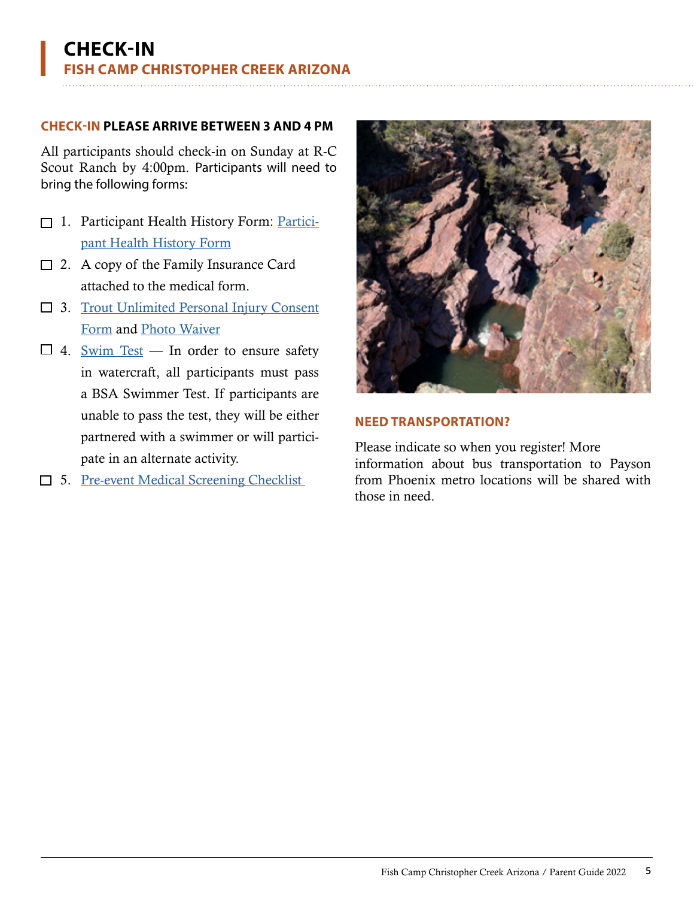# CHECK-IN

## FISH CAMP CHRISTOPHER CREEK ARIZONA

### CHECK-IN PLEASE ARRIVE BETWEEN 3 AND 4 PM

All participants should check-in on Sunday at R-C Scout Ranch by 4:00pm. Participants will need to bring the following forms:

- ☐ 1. Participant Health History Form: Participant Health History Form
- ☐ 2. A copy of the Family Insurance Card attached to the medical form.
- ☐ 3. Trout Unlimited Personal Injury Consent Form and Photo Waiver
- ☐ 4. Swim Test — In order to ensure safety in watercraft, all participants must pass a BSA Swimmer Test. If participants are unable to pass the test, they will be either partnered with a swimmer or will participate in an alternate activity.
- ☐ 5. Pre-event Medical Screening Checklist

### NEED TRANSPORTATION?

Please indicate so when you register! More information about bus transportation to Payson from Phoenix metro locations will be shared with those in need.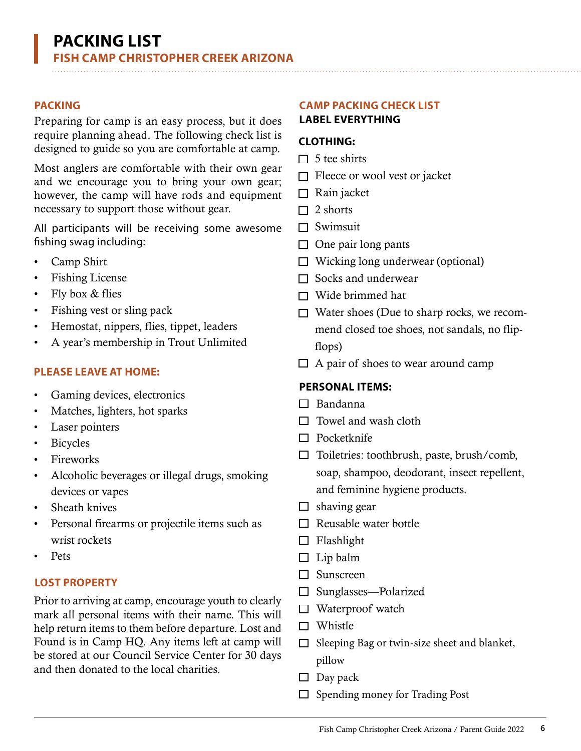# PACKING LIST

## FISH CAMP CHRISTOPHER CREEK ARIZONA

### PACKING

Preparing for camp is an easy process, but it does require planning ahead. The following check list is designed to guide so you are comfortable at camp.

Most anglers are comfortable with their own gear and we encourage you to bring your own gear; however, the camp will have rods and equipment necessary to support those without gear.

All participants will be receiving some awesome fishing swag including:

- Camp Shirt
- Fishing License
- Fly box & flies
- Fishing vest or sling pack
- Hemostat, nippers, flies, tippet, leaders
- A year's membership in Trout Unlimited

### PLEASE LEAVE AT HOME:

- Gaming devices, electronics
- Matches, lighters, hot sparks
- Laser pointers
- Bicycles
- Fireworks
- Alcoholic beverages or illegal drugs, smoking devices or vapes
- Sheath knives
- Personal firearms or projectile items such as wrist rockets
- Pets

### LOST PROPERTY

Prior to arriving at camp, encourage youth to clearly mark all personal items with their name. This will help return items to them before departure. Lost and Found is in Camp HQ. Any items left at camp will be stored at our Council Service Center for 30 days and then donated to the local charities.

### CAMP PACKING CHECK LIST

**LABEL EVERYTHING**

**CLOTHING:**

- [ ] 5 tee shirts
- [ ] Fleece or wool vest or jacket
- [ ] Rain jacket
- [ ] 2 shorts
- [ ] Swimsuit
- [ ] One pair long pants
- [ ] Wicking long underwear (optional)
- [ ] Socks and underwear
- [ ] Wide brimmed hat
- [ ] Water shoes (Due to sharp rocks, we recommend closed toe shoes, not sandals, no flip-flops)
- [ ] A pair of shoes to wear around camp

**PERSONAL ITEMS:**

- [ ] Bandanna
- [ ] Towel and wash cloth
- [ ] Pocketknife
- [ ] Toiletries: toothbrush, paste, brush/comb, soap, shampoo, deodorant, insect repellent, and feminine hygiene products.
- [ ] shaving gear
- [ ] Reusable water bottle
- [ ] Flashlight
- [ ] Lip balm
- [ ] Sunscreen
- [ ] Sunglasses—Polarized
- [ ] Waterproof watch
- [ ] Whistle
- [ ] Sleeping Bag or twin-size sheet and blanket, pillow
- [ ] Day pack
- [ ] Spending money for Trading Post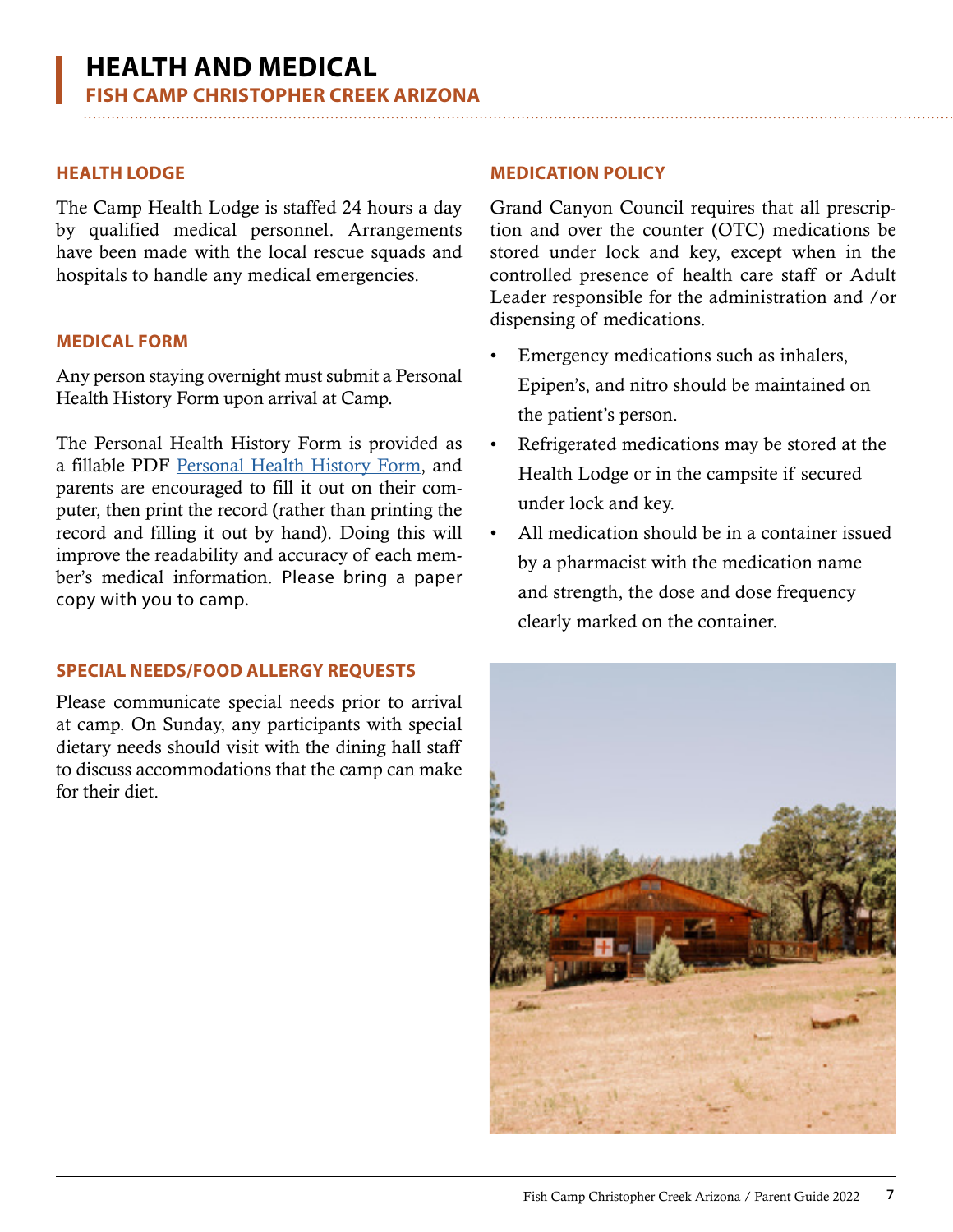# HEALTH AND MEDICAL

## FISH CAMP CHRISTOPHER CREEK ARIZONA

### HEALTH LODGE

The Camp Health Lodge is staffed 24 hours a day by qualified medical personnel. Arrangements have been made with the local rescue squads and hospitals to handle any medical emergencies.

### MEDICAL FORM

Any person staying overnight must submit a Personal Health History Form upon arrival at Camp.

The Personal Health History Form is provided as a fillable PDF Personal Health History Form, and parents are encouraged to fill it out on their computer, then print the record (rather than printing the record and filling it out by hand). Doing this will improve the readability and accuracy of each member's medical information. Please bring a paper copy with you to camp.

### SPECIAL NEEDS/FOOD ALLERGY REQUESTS

Please communicate special needs prior to arrival at camp. On Sunday, any participants with special dietary needs should visit with the dining hall staff to discuss accommodations that the camp can make for their diet.

### MEDICATION POLICY

Grand Canyon Council requires that all prescription and over the counter (OTC) medications be stored under lock and key, except when in the controlled presence of health care staff or Adult Leader responsible for the administration and /or dispensing of medications.

- Emergency medications such as inhalers, Epipen's, and nitro should be maintained on the patient's person.
- Refrigerated medications may be stored at the Health Lodge or in the campsite if secured under lock and key.
- All medication should be in a container issued by a pharmacist with the medication name and strength, the dose and dose frequency clearly marked on the container.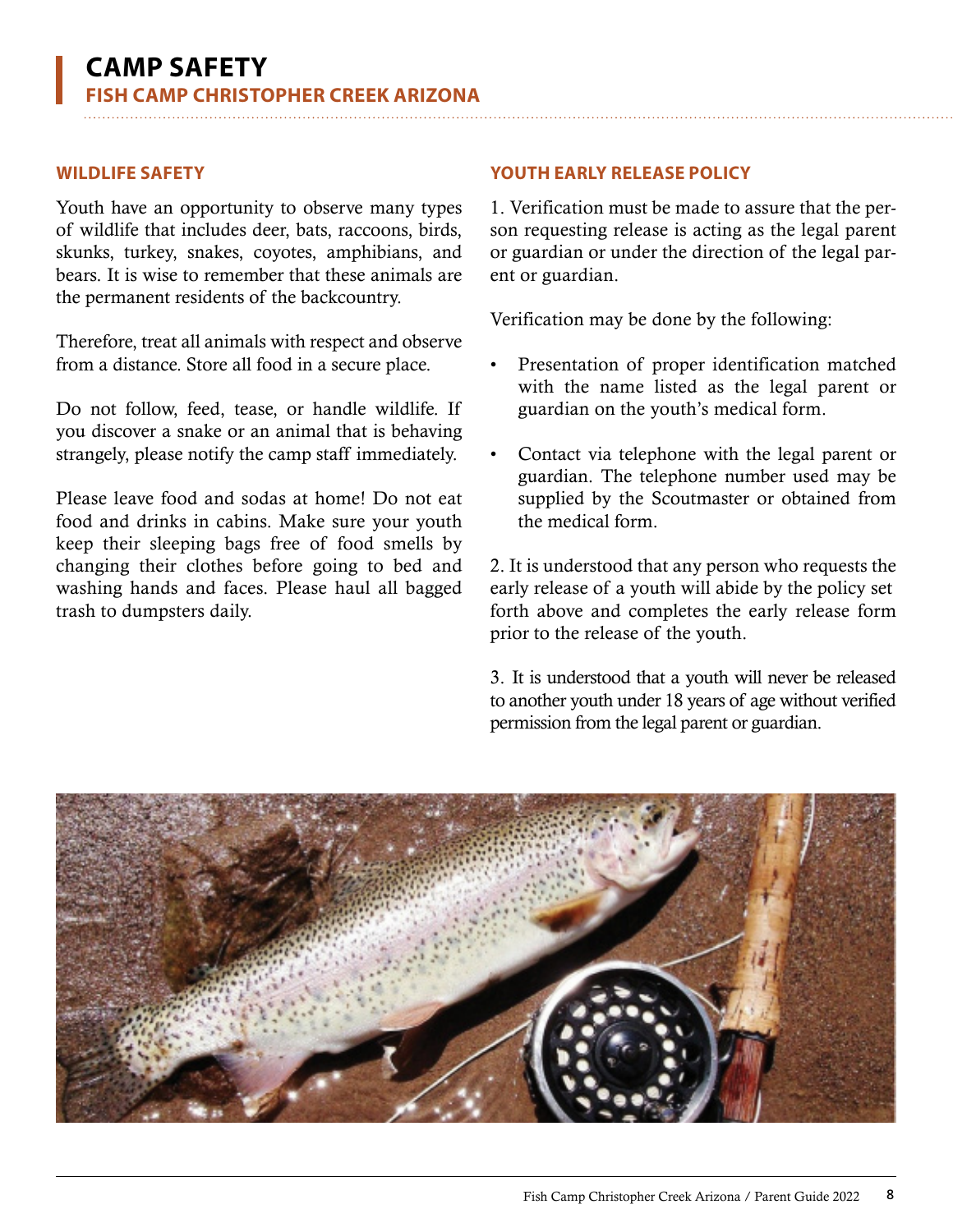# CAMP SAFETY

## FISH CAMP CHRISTOPHER CREEK ARIZONA

### WILDLIFE SAFETY

Youth have an opportunity to observe many types of wildlife that includes deer, bats, raccoons, birds, skunks, turkey, snakes, coyotes, amphibians, and bears. It is wise to remember that these animals are the permanent residents of the backcountry.

Therefore, treat all animals with respect and observe from a distance. Store all food in a secure place.

Do not follow, feed, tease, or handle wildlife. If you discover a snake or an animal that is behaving strangely, please notify the camp staff immediately.

Please leave food and sodas at home! Do not eat food and drinks in cabins. Make sure your youth keep their sleeping bags free of food smells by changing their clothes before going to bed and washing hands and faces. Please haul all bagged trash to dumpsters daily.

### YOUTH EARLY RELEASE POLICY

1. Verification must be made to assure that the person requesting release is acting as the legal parent or guardian or under the direction of the legal parent or guardian.

Verification may be done by the following:

- Presentation of proper identification matched with the name listed as the legal parent or guardian on the youth's medical form.
- Contact via telephone with the legal parent or guardian. The telephone number used may be supplied by the Scoutmaster or obtained from the medical form.

2. It is understood that any person who requests the early release of a youth will abide by the policy set forth above and completes the early release form prior to the release of the youth.

3. It is understood that a youth will never be released to another youth under 18 years of age without verified permission from the legal parent or guardian.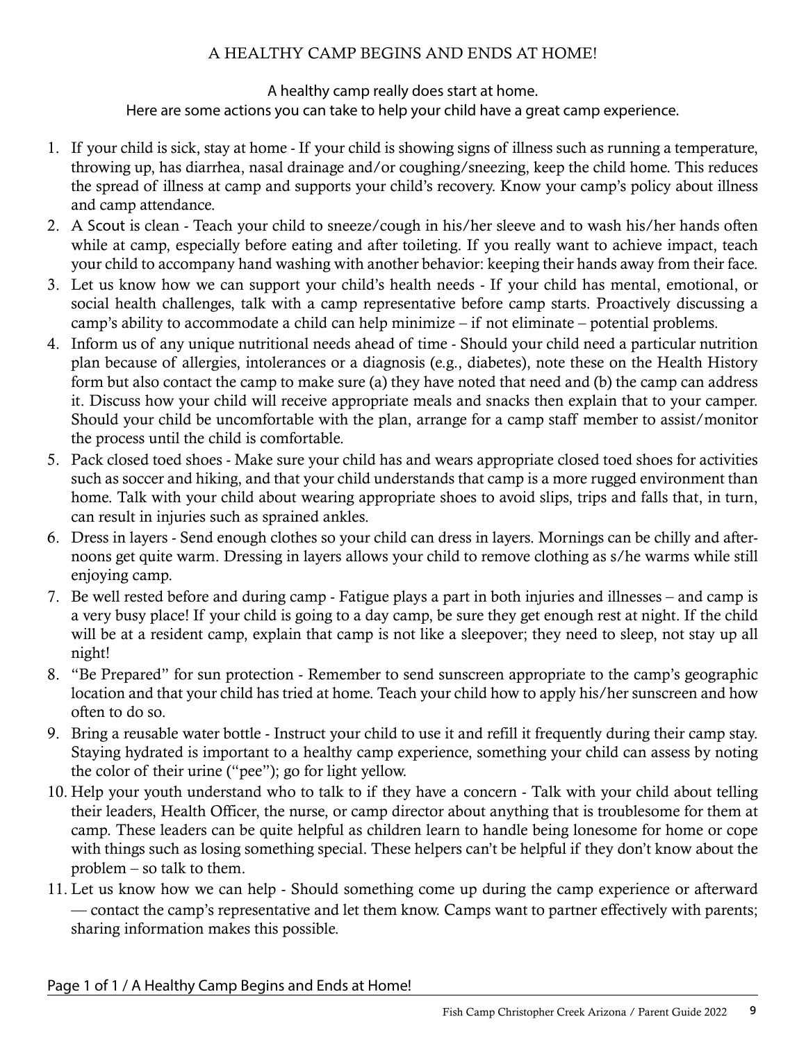# A HEALTHY CAMP BEGINS AND ENDS AT HOME!

A healthy camp really does start at home.
Here are some actions you can take to help your child have a great camp experience.

1. If your child is sick, stay at home - If your child is showing signs of illness such as running a temperature, throwing up, has diarrhea, nasal drainage and/or coughing/sneezing, keep the child home. This reduces the spread of illness at camp and supports your child's recovery. Know your camp's policy about illness and camp attendance.
2. A Scout is clean - Teach your child to sneeze/cough in his/her sleeve and to wash his/her hands often while at camp, especially before eating and after toileting. If you really want to achieve impact, teach your child to accompany hand washing with another behavior: keeping their hands away from their face.
3. Let us know how we can support your child's health needs - If your child has mental, emotional, or social health challenges, talk with a camp representative before camp starts. Proactively discussing a camp's ability to accommodate a child can help minimize – if not eliminate – potential problems.
4. Inform us of any unique nutritional needs ahead of time - Should your child need a particular nutrition plan because of allergies, intolerances or a diagnosis (e.g., diabetes), note these on the Health History form but also contact the camp to make sure (a) they have noted that need and (b) the camp can address it. Discuss how your child will receive appropriate meals and snacks then explain that to your camper. Should your child be uncomfortable with the plan, arrange for a camp staff member to assist/monitor the process until the child is comfortable.
5. Pack closed toed shoes - Make sure your child has and wears appropriate closed toed shoes for activities such as soccer and hiking, and that your child understands that camp is a more rugged environment than home. Talk with your child about wearing appropriate shoes to avoid slips, trips and falls that, in turn, can result in injuries such as sprained ankles.
6. Dress in layers - Send enough clothes so your child can dress in layers. Mornings can be chilly and afternoons get quite warm. Dressing in layers allows your child to remove clothing as s/he warms while still enjoying camp.
7. Be well rested before and during camp - Fatigue plays a part in both injuries and illnesses – and camp is a very busy place! If your child is going to a day camp, be sure they get enough rest at night. If the child will be at a resident camp, explain that camp is not like a sleepover; they need to sleep, not stay up all night!
8. "Be Prepared" for sun protection - Remember to send sunscreen appropriate to the camp's geographic location and that your child has tried at home. Teach your child how to apply his/her sunscreen and how often to do so.
9. Bring a reusable water bottle - Instruct your child to use it and refill it frequently during their camp stay. Staying hydrated is important to a healthy camp experience, something your child can assess by noting the color of their urine ("pee"); go for light yellow.
10. Help your youth understand who to talk to if they have a concern - Talk with your child about telling their leaders, Health Officer, the nurse, or camp director about anything that is troublesome for them at camp. These leaders can be quite helpful as children learn to handle being lonesome for home or cope with things such as losing something special. These helpers can't be helpful if they don't know about the problem – so talk to them.
11. Let us know how we can help - Should something come up during the camp experience or afterward — contact the camp's representative and let them know. Camps want to partner effectively with parents; sharing information makes this possible.

Page 1 of 1 / A Healthy Camp Begins and Ends at Home!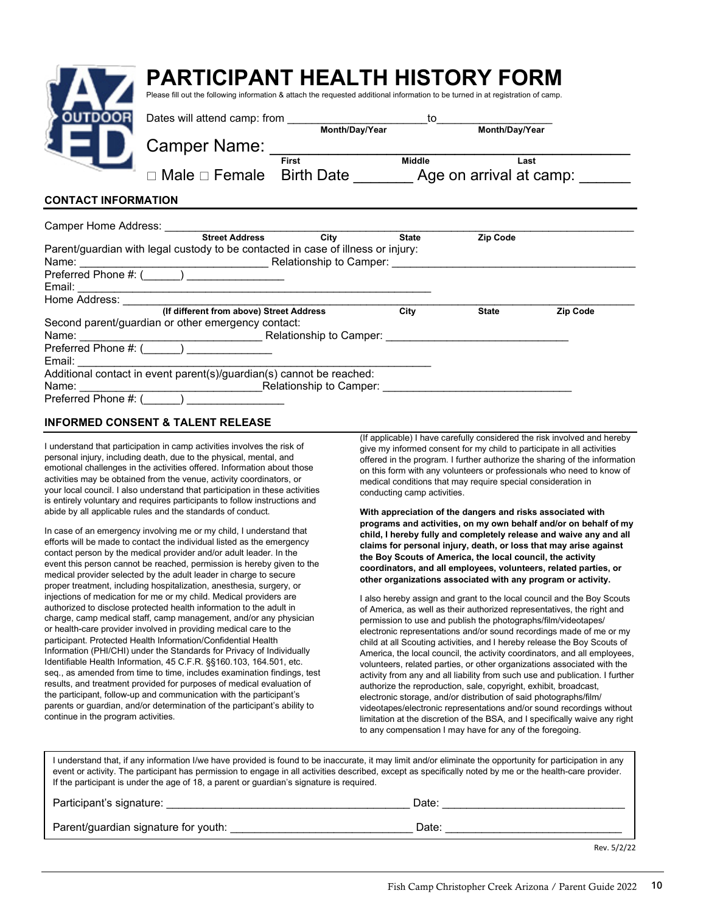# PARTICIPANT HEALTH HISTORY FORM

Please fill out the following information & attach the requested additional information to be turned in at registration of camp.

Dates will attend camp: from ______________________ to ___________________
Month/Day/Year Month/Day/Year

Camper Name: ______________________________________________
First Middle Last

□ Male □ Female Birth Date _______ Age on arrival at camp: ______

## CONTACT INFORMATION

Camper Home Address: ______________________________________________________________
Street Address City State Zip Code

Parent/guardian with legal custody to be contacted in case of illness or injury:

Name: ______________________________ Relationship to Camper: _______________________________________

Preferred Phone #: (______) _______________

Email: _______________________________________________________

Home Address: ______________________________________________________________
(If different from above) Street Address City State Zip Code

Second parent/guardian or other emergency contact:

Name: ______________________________ Relationship to Camper: ______________________________

Preferred Phone #: (______) _____________

Email: _______________________________________________________

Additional contact in event parent(s)/guardian(s) cannot be reached:

Name: ______________________________Relationship to Camper: ______________________________

Preferred Phone #: (______) _______________

## INFORMED CONSENT & TALENT RELEASE

I understand that participation in camp activities involves the risk of personal injury, including death, due to the physical, mental, and emotional challenges in the activities offered. Information about those activities may be obtained from the venue, activity coordinators, or your local council. I also understand that participation in these activities is entirely voluntary and requires participants to follow instructions and abide by all applicable rules and the standards of conduct.

In case of an emergency involving me or my child, I understand that efforts will be made to contact the individual listed as the emergency contact person by the medical provider and/or adult leader. In the event this person cannot be reached, permission is hereby given to the medical provider selected by the adult leader in charge to secure proper treatment, including hospitalization, anesthesia, surgery, or injections of medication for me or my child. Medical providers are authorized to disclose protected health information to the adult in charge, camp medical staff, camp management, and/or any physician or health-care provider involved in providing medical care to the participant. Protected Health Information/Confidential Health Information (PHI/CHI) under the Standards for Privacy of Individually Identifiable Health Information, 45 C.F.R. §§160.103, 164.501, etc. seq., as amended from time to time, includes examination findings, test results, and treatment provided for purposes of medical evaluation of the participant, follow-up and communication with the participant's parents or guardian, and/or determination of the participant's ability to continue in the program activities.

(If applicable) I have carefully considered the risk involved and hereby give my informed consent for my child to participate in all activities offered in the program. I further authorize the sharing of the information on this form with any volunteers or professionals who need to know of medical conditions that may require special consideration in conducting camp activities.

**With appreciation of the dangers and risks associated with programs and activities, on my own behalf and/or on behalf of my child, I hereby fully and completely release and waive any and all claims for personal injury, death, or loss that may arise against the Boy Scouts of America, the local council, the activity coordinators, and all employees, volunteers, related parties, or other organizations associated with any program or activity.**

I also hereby assign and grant to the local council and the Boy Scouts of America, as well as their authorized representatives, the right and permission to use and publish the photographs/film/videotapes/ electronic representations and/or sound recordings made of me or my child at all Scouting activities, and I hereby release the Boy Scouts of America, the local council, the activity coordinators, and all employees, volunteers, related parties, or other organizations associated with the activity from any and all liability from such use and publication. I further authorize the reproduction, sale, copyright, exhibit, broadcast, electronic storage, and/or distribution of said photographs/film/ videotapes/electronic representations and/or sound recordings without limitation at the discretion of the BSA, and I specifically waive any right to any compensation I may have for any of the foregoing.

I understand that, if any information I/we have provided is found to be inaccurate, it may limit and/or eliminate the opportunity for participation in any event or activity. The participant has permission to engage in all activities described, except as specifically noted by me or the health-care provider. If the participant is under the age of 18, a parent or guardian's signature is required.

Participant's signature: ________________________________________ Date: _____________________________

Parent/guardian signature for youth: ______________________________ Date: _____________________________

Rev. 5/2/22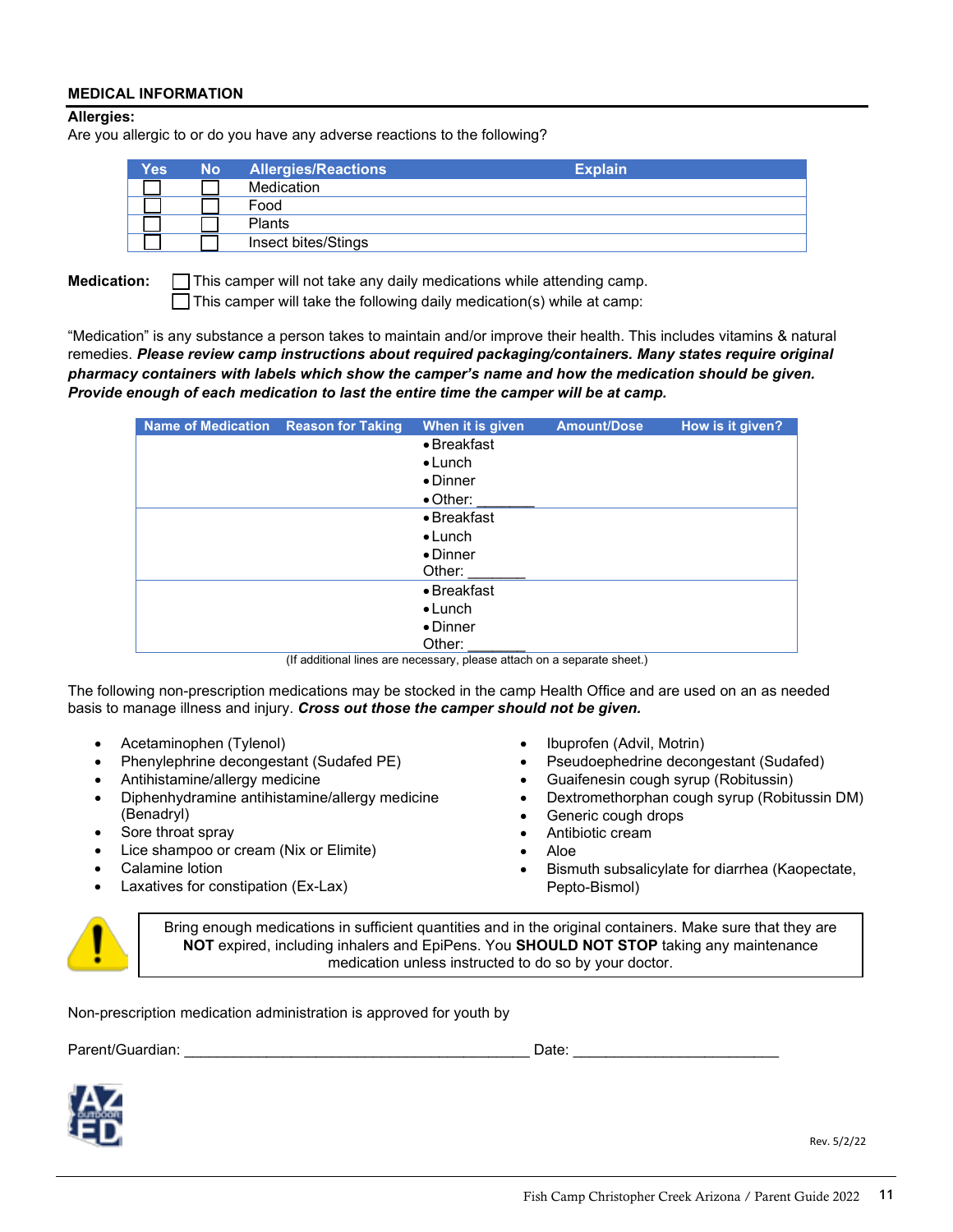## MEDICAL INFORMATION

**Allergies:**

Are you allergic to or do you have any adverse reactions to the following?

| Yes | No | Allergies/Reactions | Explain |
|---|---|---|---|
| ☐ | ☐ | Medication | |
| ☐ | ☐ | Food | |
| ☐ | ☐ | Plants | |
| ☐ | ☐ | Insect bites/Stings | |

**Medication:** ☐ This camper will not take any daily medications while attending camp.
☐ This camper will take the following daily medication(s) while at camp:

"Medication" is any substance a person takes to maintain and/or improve their health. This includes vitamins & natural remedies. ***Please review camp instructions about required packaging/containers. Many states require original pharmacy containers with labels which show the camper's name and how the medication should be given. Provide enough of each medication to last the entire time the camper will be at camp.***

| Name of Medication | Reason for Taking | When it is given | Amount/Dose | How is it given? |
|---|---|---|---|---|
| | | • Breakfast<br>• Lunch<br>• Dinner<br>• Other: _______ | | |
| | | • Breakfast<br>• Lunch<br>• Dinner<br>Other: _______ | | |
| | | • Breakfast<br>• Lunch<br>• Dinner<br>Other: _______ | | |

(If additional lines are necessary, please attach on a separate sheet.)

The following non-prescription medications may be stocked in the camp Health Office and are used on an as needed basis to manage illness and injury. ***Cross out those the camper should not be given.***

- Acetaminophen (Tylenol)
- Phenylephrine decongestant (Sudafed PE)
- Antihistamine/allergy medicine
- Diphenhydramine antihistamine/allergy medicine (Benadryl)
- Sore throat spray
- Lice shampoo or cream (Nix or Elimite)
- Calamine lotion
- Laxatives for constipation (Ex-Lax)
- Ibuprofen (Advil, Motrin)
- Pseudoephedrine decongestant (Sudafed)
- Guaifenesin cough syrup (Robitussin)
- Dextromethorphan cough syrup (Robitussin DM)
- Generic cough drops
- Antibiotic cream
- Aloe
- Bismuth subsalicylate for diarrhea (Kaopectate, Pepto-Bismol)

Bring enough medications in sufficient quantities and in the original containers. Make sure that they are **NOT** expired, including inhalers and EpiPens. You **SHOULD NOT STOP** taking any maintenance medication unless instructed to do so by your doctor.

Non-prescription medication administration is approved for youth by

Parent/Guardian: ____________________________________________ Date: __________________________

Rev. 5/2/22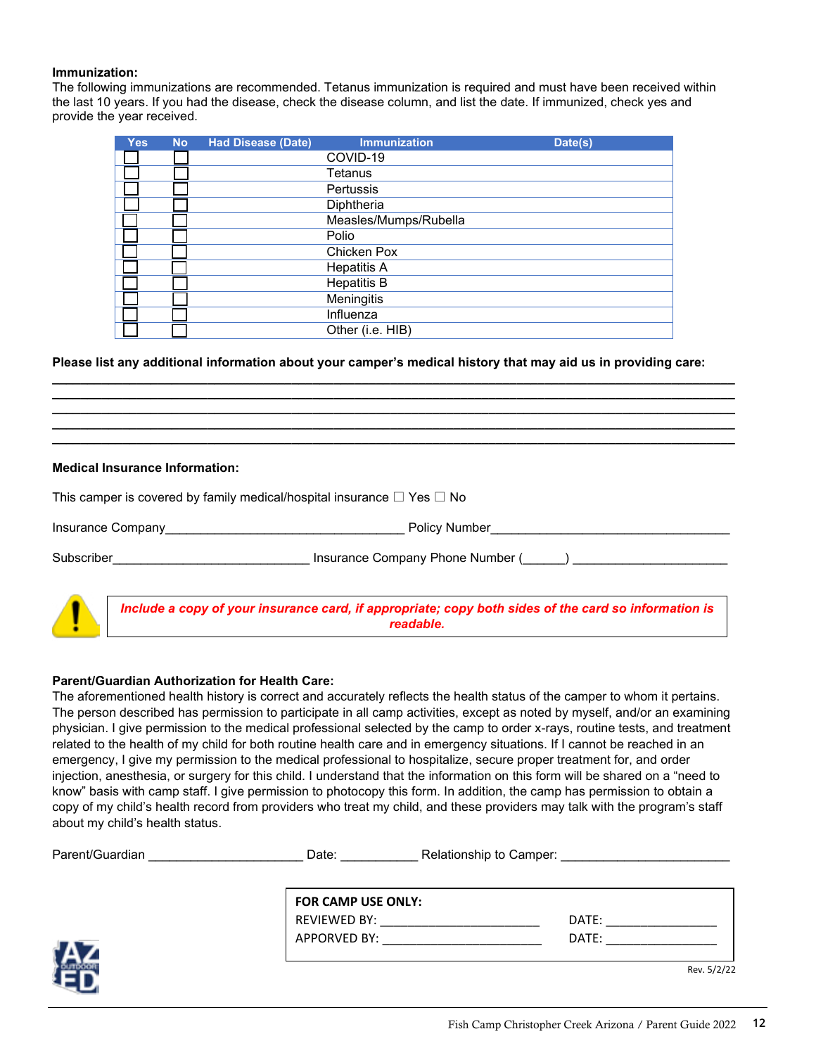**Immunization:**

The following immunizations are recommended. Tetanus immunization is required and must have been received within the last 10 years. If you had the disease, check the disease column, and list the date. If immunized, check yes and provide the year received.

| Yes | No | Had Disease (Date) | Immunization | Date(s) |
|---|---|---|---|---|
| ☐ | ☐ | | COVID-19 | |
| ☐ | ☐ | | Tetanus | |
| ☐ | ☐ | | Pertussis | |
| ☐ | ☐ | | Diphtheria | |
| ☐ | ☐ | | Measles/Mumps/Rubella | |
| ☐ | ☐ | | Polio | |
| ☐ | ☐ | | Chicken Pox | |
| ☐ | ☐ | | Hepatitis A | |
| ☐ | ☐ | | Hepatitis B | |
| ☐ | ☐ | | Meningitis | |
| ☐ | ☐ | | Influenza | |
| ☐ | ☐ | | Other (i.e. HIB) | |

**Please list any additional information about your camper's medical history that may aid us in providing care:**

______________________________________________________________________________

______________________________________________________________________________

______________________________________________________________________________

______________________________________________________________________________

______________________________________________________________________________

**Medical Insurance Information:**

This camper is covered by family medical/hospital insurance ☐ Yes ☐ No

Insurance Company_________________________________ Policy Number_________________________________

Subscriber___________________________ Insurance Company Phone Number (______) _____________________

***Include a copy of your insurance card, if appropriate; copy both sides of the card so information is readable.***

**Parent/Guardian Authorization for Health Care:**

The aforementioned health history is correct and accurately reflects the health status of the camper to whom it pertains. The person described has permission to participate in all camp activities, except as noted by myself, and/or an examining physician. I give permission to the medical professional selected by the camp to order x-rays, routine tests, and treatment related to the health of my child for both routine health care and in emergency situations. If I cannot be reached in an emergency, I give my permission to the medical professional to hospitalize, secure proper treatment for, and order injection, anesthesia, or surgery for this child. I understand that the information on this form will be shared on a "need to know" basis with camp staff. I give permission to photocopy this form. In addition, the camp has permission to obtain a copy of my child's health record from providers who treat my child, and these providers may talk with the program's staff about my child's health status.

Parent/Guardian _____________________ Date: ___________ Relationship to Camper: ________________________

**FOR CAMP USE ONLY:**

REVIEWED BY: _______________________ DATE: ________________

APPORVED BY: _______________________ DATE: ________________

Rev. 5/2/22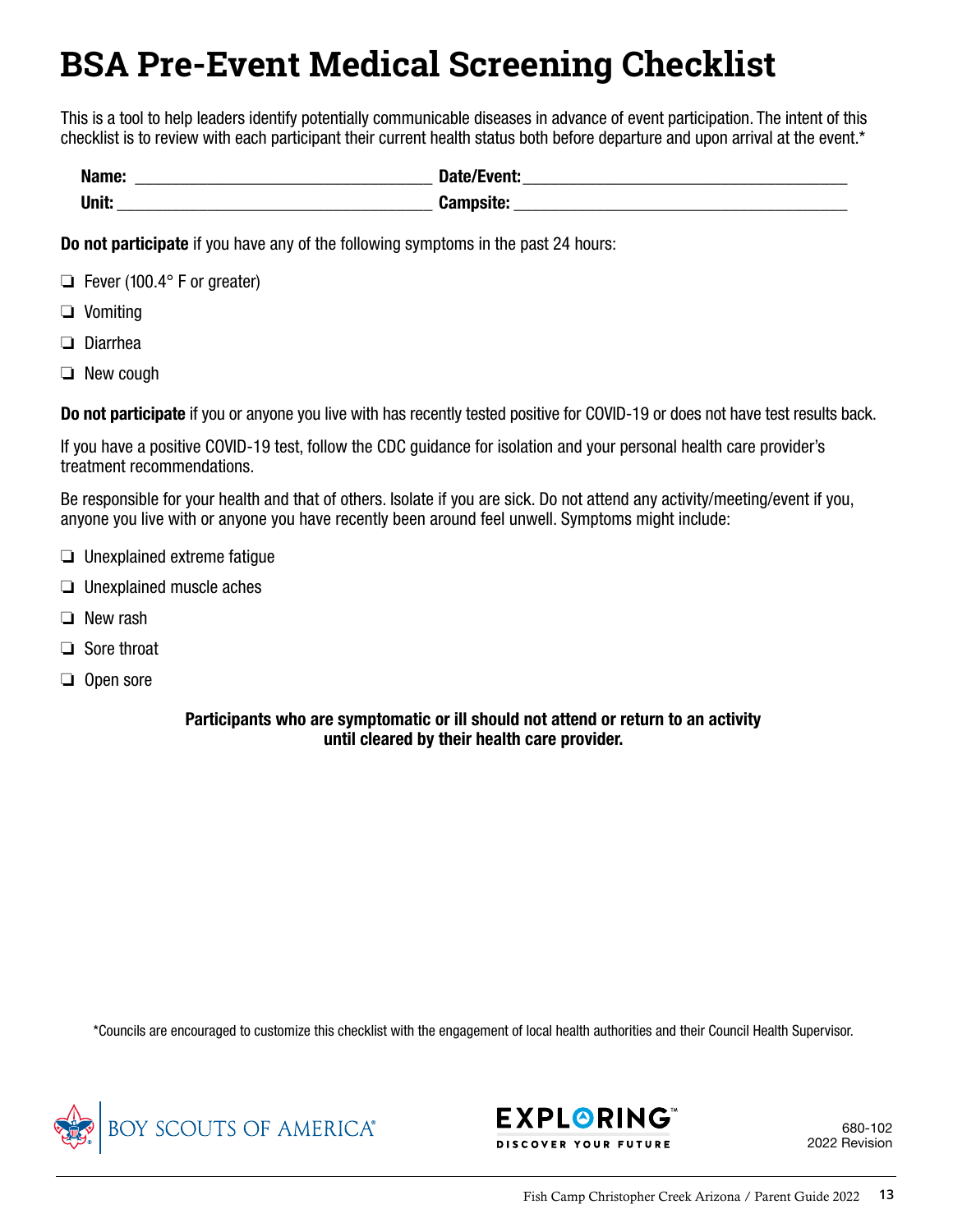# BSA Pre-Event Medical Screening Checklist

This is a tool to help leaders identify potentially communicable diseases in advance of event participation. The intent of this checklist is to review with each participant their current health status both before departure and upon arrival at the event.*

**Name:** ________________________________ **Date/Event:** ____________________________________

**Unit:** __________________________________ **Campsite:** ____________________________________

**Do not participate** if you have any of the following symptoms in the past 24 hours:

- ❑ Fever (100.4° F or greater)
- ❑ Vomiting
- ❑ Diarrhea
- ❑ New cough

**Do not participate** if you or anyone you live with has recently tested positive for COVID-19 or does not have test results back.

If you have a positive COVID-19 test, follow the CDC guidance for isolation and your personal health care provider's treatment recommendations.

Be responsible for your health and that of others. Isolate if you are sick. Do not attend any activity/meeting/event if you, anyone you live with or anyone you have recently been around feel unwell. Symptoms might include:

- ❑ Unexplained extreme fatigue
- ❑ Unexplained muscle aches
- ❑ New rash
- ❑ Sore throat
- ❑ Open sore

**Participants who are symptomatic or ill should not attend or return to an activity until cleared by their health care provider.**

*Councils are encouraged to customize this checklist with the engagement of local health authorities and their Council Health Supervisor.

BOY SCOUTS OF AMERICA®

EXPLORING™ DISCOVER YOUR FUTURE

680-102
2022 Revision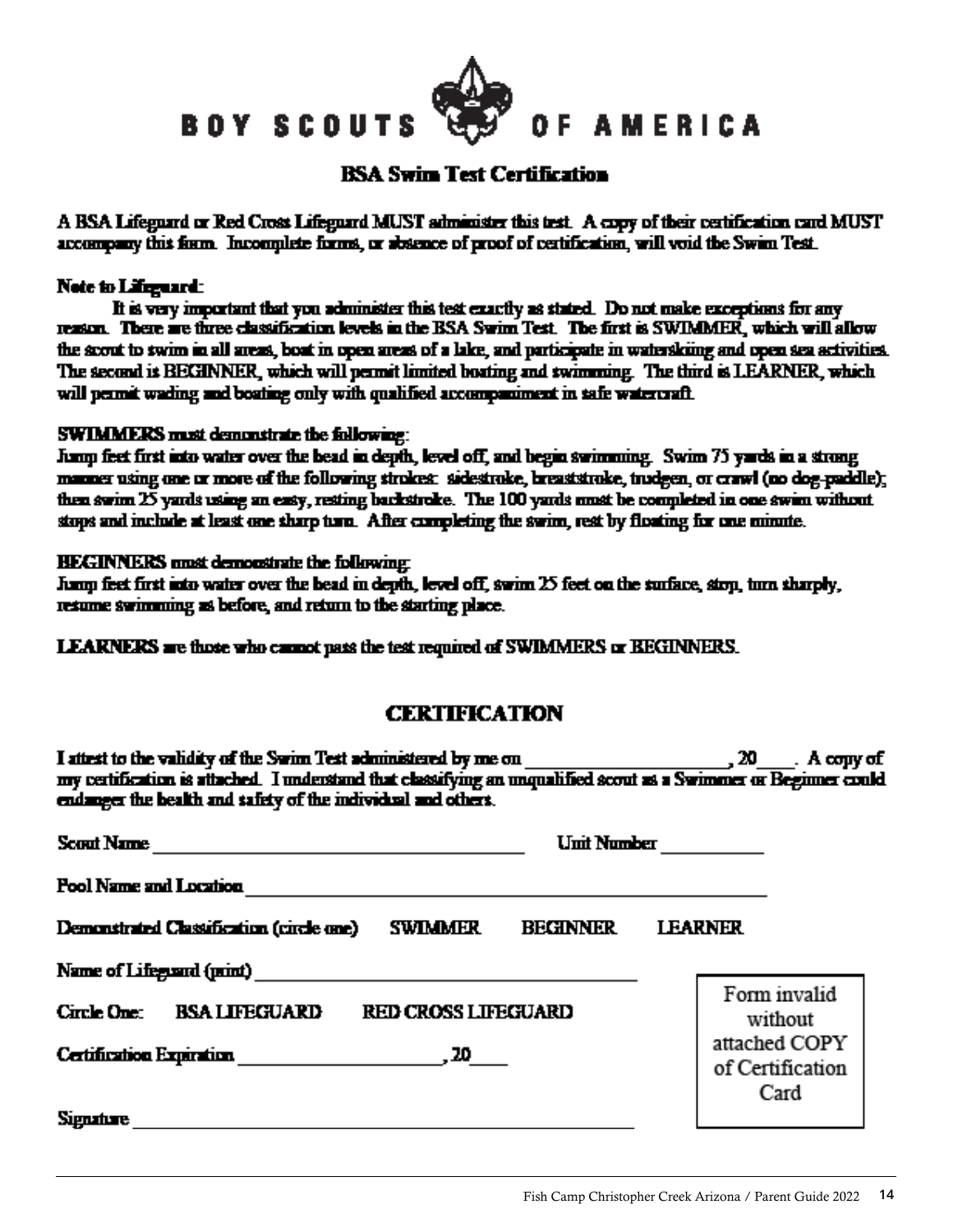# BOY SCOUTS OF AMERICA

## BSA Swim Test Certification

**A BSA Lifeguard or Red Cross Lifeguard MUST administer this test. A copy of their certification card MUST accompany this form. Incomplete forms, or absence of proof of certification, will void the Swim Test.**

**Note to Lifeguard:**

It is very important that you administer this test exactly as stated. Do not make exceptions for any reason. There are three classification levels in the BSA Swim Test. The first is SWIMMER, which will allow the scout to swim in all areas, boat in open areas of a lake, and participate in waterskiing and open sea activities. The second is BEGINNER, which will permit limited boating and swimming. The third is LEARNER, which will permit wading and boating only with qualified accompaniment in safe watercraft.

**SWIMMERS must demonstrate the following:**

Jump feet first into water over the head in depth, level off, and begin swimming. Swim 75 yards in a strong manner using one or more of the following strokes: sidestroke, breaststroke, trudgen, or crawl (no dog-paddle); then swim 25 yards using an easy, resting backstroke. The 100 yards must be completed in one swim without stops and include at least one sharp turn. After completing the swim, rest by floating for one minute.

**BEGINNERS must demonstrate the following:**

Jump feet first into water over the head in depth, level off, swim 25 feet on the surface, stop, turn sharply, resume swimming as before, and return to the starting place.

**LEARNERS are those who cannot pass the test required of SWIMMERS or BEGINNERS.**

## CERTIFICATION

I attest to the validity of the Swim Test administered by me on ____________________, 20____. A copy of my certification is attached. I understand that classifying an unqualified scout as a Swimmer or Beginner could endanger the health and safety of the individual and others.

Scout Name ______________________________________ Unit Number __________

Pool Name and Location ______________________________________________________

Demonstrated Classification (circle one) SWIMMER BEGINNER LEARNER

Name of Lifeguard (print) ______________________________________

Circle One: BSA LIFEGUARD RED CROSS LIFEGUARD

Certification Expiration ____________________, 20____

Signature ______________________________________________________

Form invalid without attached COPY of Certification Card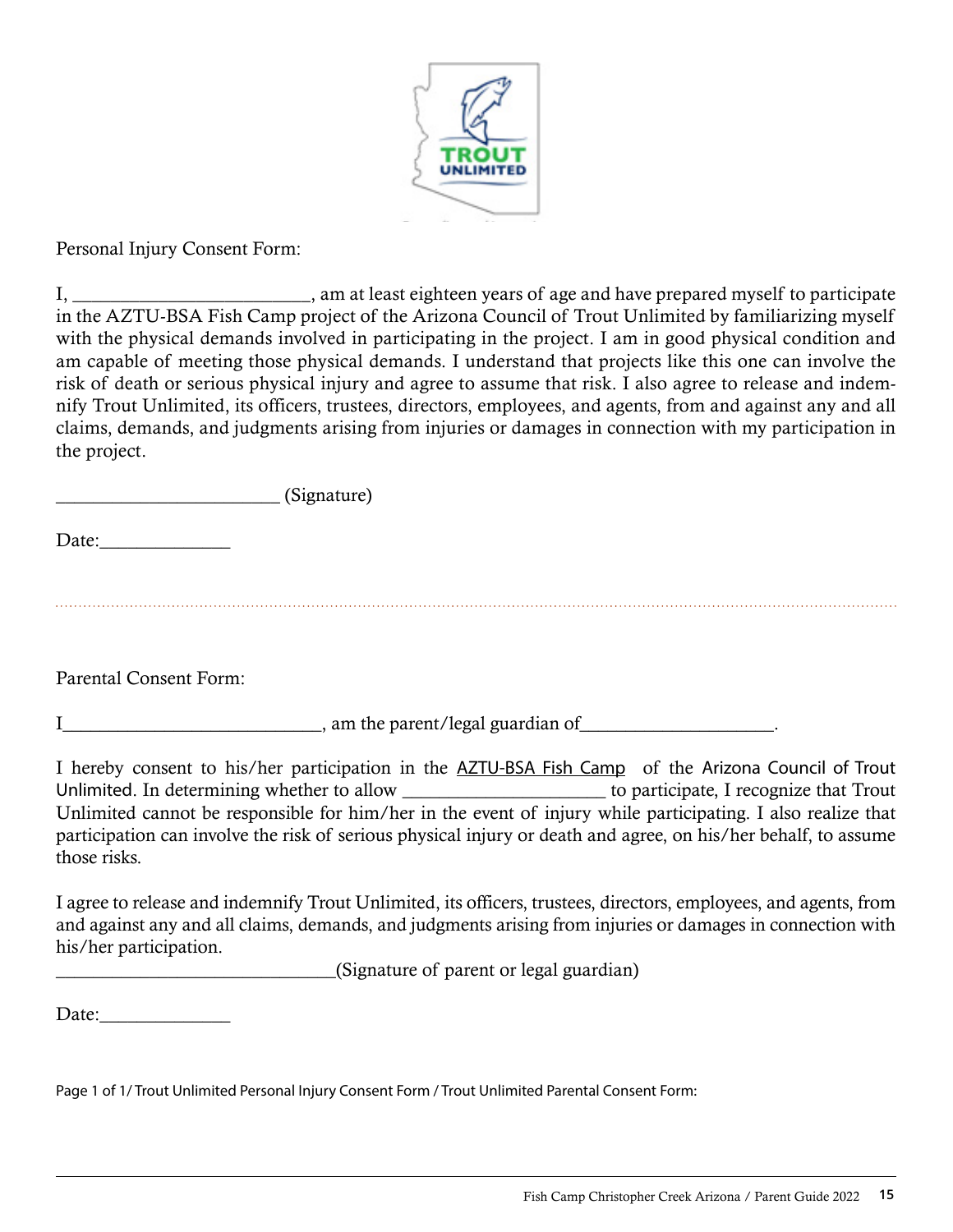Personal Injury Consent Form:

I, _________________________, am at least eighteen years of age and have prepared myself to participate in the AZTU-BSA Fish Camp project of the Arizona Council of Trout Unlimited by familiarizing myself with the physical demands involved in participating in the project. I am in good physical condition and am capable of meeting those physical demands. I understand that projects like this one can involve the risk of death or serious physical injury and agree to assume that risk. I also agree to release and indemnify Trout Unlimited, its officers, trustees, directors, employees, and agents, from and against any and all claims, demands, and judgments arising from injuries or damages in connection with my participation in the project.

________________________ (Signature)

Date:______________

---

Parental Consent Form:

I____________________________, am the parent/legal guardian of____________________.

I hereby consent to his/her participation in the AZTU-BSA Fish Camp of the Arizona Council of Trout Unlimited. In determining whether to allow ______________________ to participate, I recognize that Trout Unlimited cannot be responsible for him/her in the event of injury while participating. I also realize that participation can involve the risk of serious physical injury or death and agree, on his/her behalf, to assume those risks.

I agree to release and indemnify Trout Unlimited, its officers, trustees, directors, employees, and agents, from and against any and all claims, demands, and judgments arising from injuries or damages in connection with his/her participation.

______________________________(Signature of parent or legal guardian)

Date:______________

Page 1 of 1/ Trout Unlimited Personal Injury Consent Form / Trout Unlimited Parental Consent Form: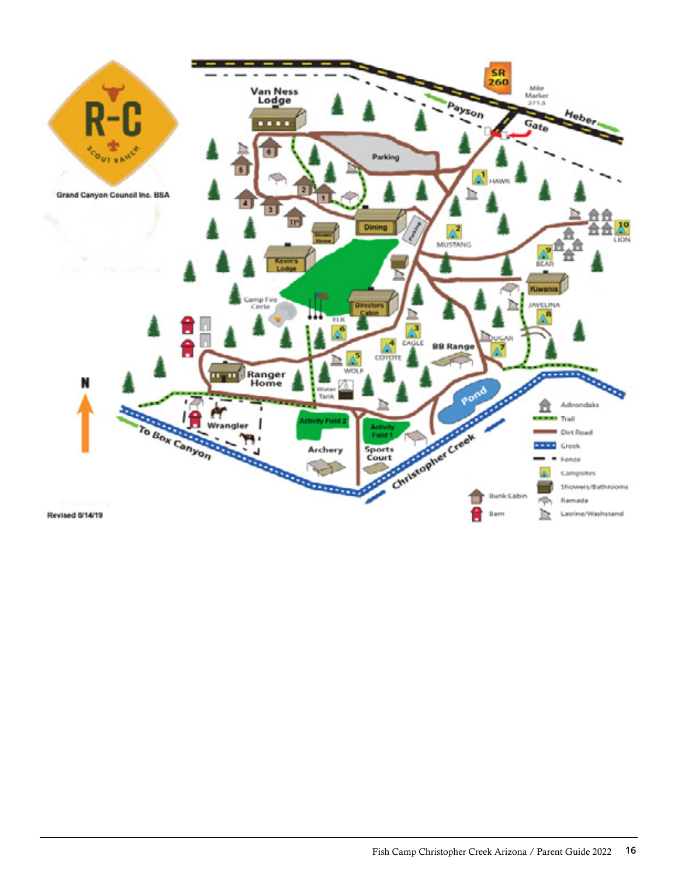R-C

SCOUT RANCH

Grand Canyon Council Inc. BSA

SR 260

Mile Marker 271.5

Payson

Heber

Gate

Van Ness Lodge

Parking

Dining

Parking

Shower House

Kevin's Lodge

Camp Fire Circle

Directors Cabin

ELK

HAWK

MUSTANG

BEAR

LION

Kiwanis

JAVELINA

COUGAR

EAGLE

COYOTE

WOLF

BB Range

Ranger Home

Water Tank

Pond

Wrangler

To Box Canyon

Activity Field 2

Activity Field 1

Archery

Sports Court

Christopher Creek

N

Adirondaks

Trail

Dirt Road

Creek

Fence

Campsites

Showers/Bathrooms

Ramada

Latrine/Washstand

Bunk Cabin

Barn

Revised 8/14/19